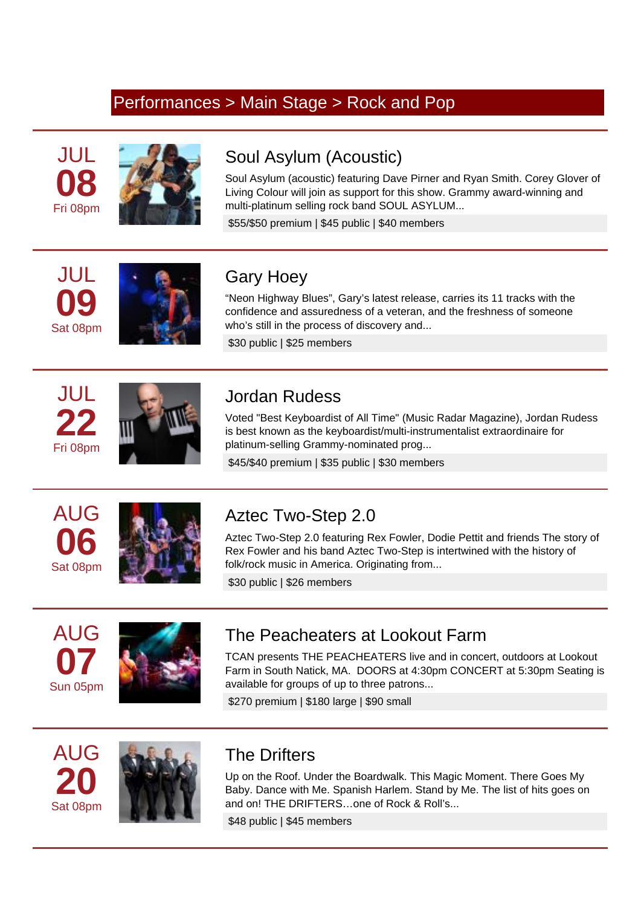# Performances > Main Stage > Rock and Pop

JUL
**08**
Fri 08pm

## Soul Asylum (Acoustic)

Soul Asylum (acoustic) featuring Dave Pirner and Ryan Smith. Corey Glover of Living Colour will join as support for this show. Grammy award-winning and multi-platinum selling rock band SOUL ASYLUM...

$55/$50 premium | $45 public | $40 members

---

JUL
**09**
Sat 08pm

## Gary Hoey

“Neon Highway Blues”, Gary’s latest release, carries its 11 tracks with the confidence and assuredness of a veteran, and the freshness of someone who’s still in the process of discovery and...

$30 public | $25 members

---

JUL
**22**
Fri 08pm

## Jordan Rudess

Voted "Best Keyboardist of All Time" (Music Radar Magazine), Jordan Rudess is best known as the keyboardist/multi-instrumentalist extraordinaire for platinum-selling Grammy-nominated prog...

$45/$40 premium | $35 public | $30 members

---

AUG
**06**
Sat 08pm

## Aztec Two-Step 2.0

Aztec Two-Step 2.0 featuring Rex Fowler, Dodie Pettit and friends The story of Rex Fowler and his band Aztec Two-Step is intertwined with the history of folk/rock music in America. Originating from...

$30 public | $26 members

---

AUG
**07**
Sun 05pm

## The Peacheaters at Lookout Farm

TCAN presents THE PEACHEATERS live and in concert, outdoors at Lookout Farm in South Natick, MA. DOORS at 4:30pm CONCERT at 5:30pm Seating is available for groups of up to three patrons...

$270 premium | $180 large | $90 small

---

AUG
**20**
Sat 08pm

## The Drifters

Up on the Roof. Under the Boardwalk. This Magic Moment. There Goes My Baby. Dance with Me. Spanish Harlem. Stand by Me. The list of hits goes on and on! THE DRIFTERS…one of Rock & Roll’s...

$48 public | $45 members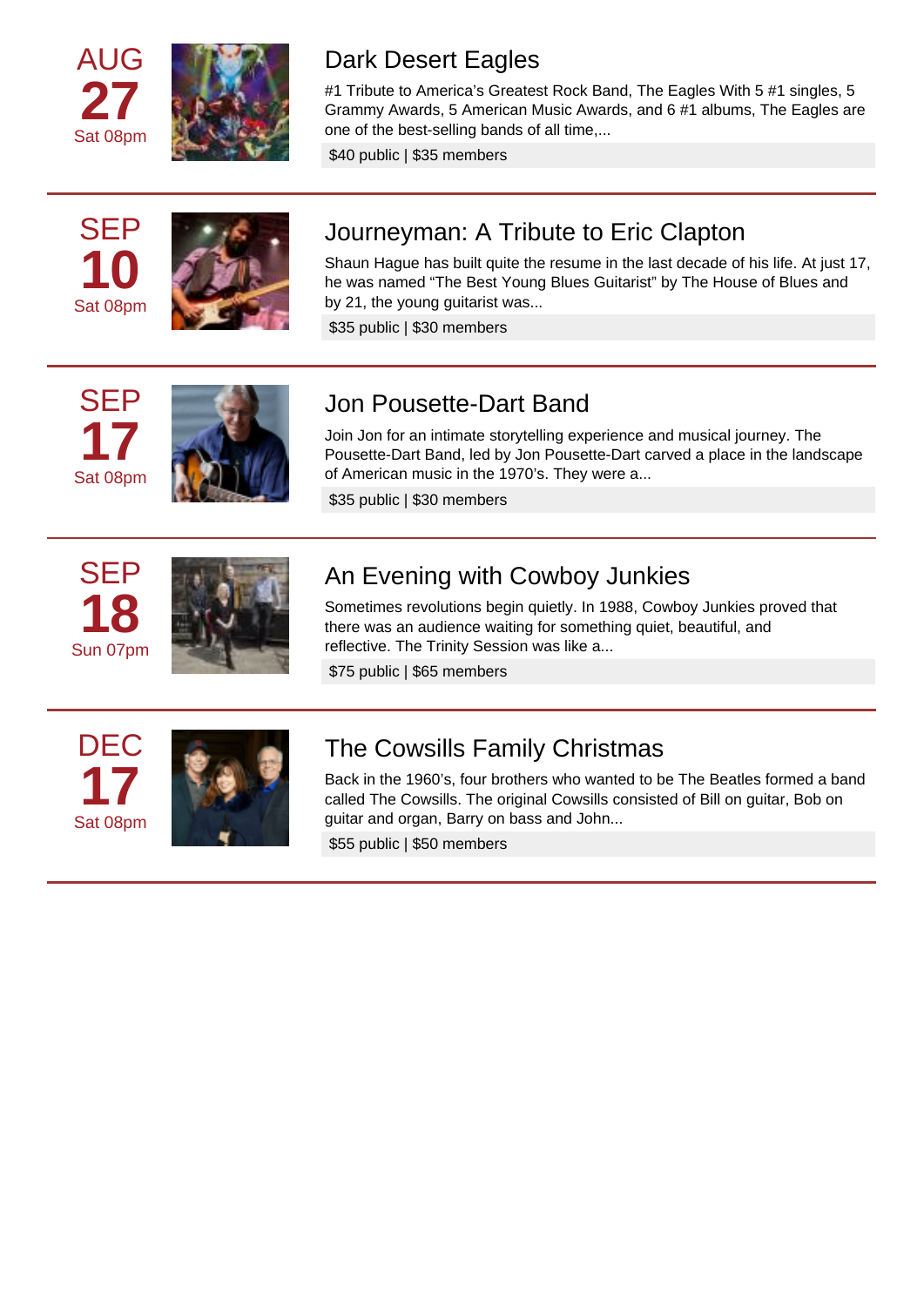AUG
**27**
Sat 08pm

## Dark Desert Eagles

#1 Tribute to America's Greatest Rock Band, The Eagles With 5 #1 singles, 5 Grammy Awards, 5 American Music Awards, and 6 #1 albums, The Eagles are one of the best-selling bands of all time,...

$40 public | $35 members

---

SEP
**10**
Sat 08pm

## Journeyman: A Tribute to Eric Clapton

Shaun Hague has built quite the resume in the last decade of his life. At just 17, he was named "The Best Young Blues Guitarist" by The House of Blues and by 21, the young guitarist was...

$35 public | $30 members

---

SEP
**17**
Sat 08pm

## Jon Pousette-Dart Band

Join Jon for an intimate storytelling experience and musical journey. The Pousette-Dart Band, led by Jon Pousette-Dart carved a place in the landscape of American music in the 1970's. They were a...

$35 public | $30 members

---

SEP
**18**
Sun 07pm

## An Evening with Cowboy Junkies

Sometimes revolutions begin quietly. In 1988, Cowboy Junkies proved that there was an audience waiting for something quiet, beautiful, and reflective. The Trinity Session was like a...

$75 public | $65 members

---

DEC
**17**
Sat 08pm

## The Cowsills Family Christmas

Back in the 1960's, four brothers who wanted to be The Beatles formed a band called The Cowsills. The original Cowsills consisted of Bill on guitar, Bob on guitar and organ, Barry on bass and John...

$55 public | $50 members

---